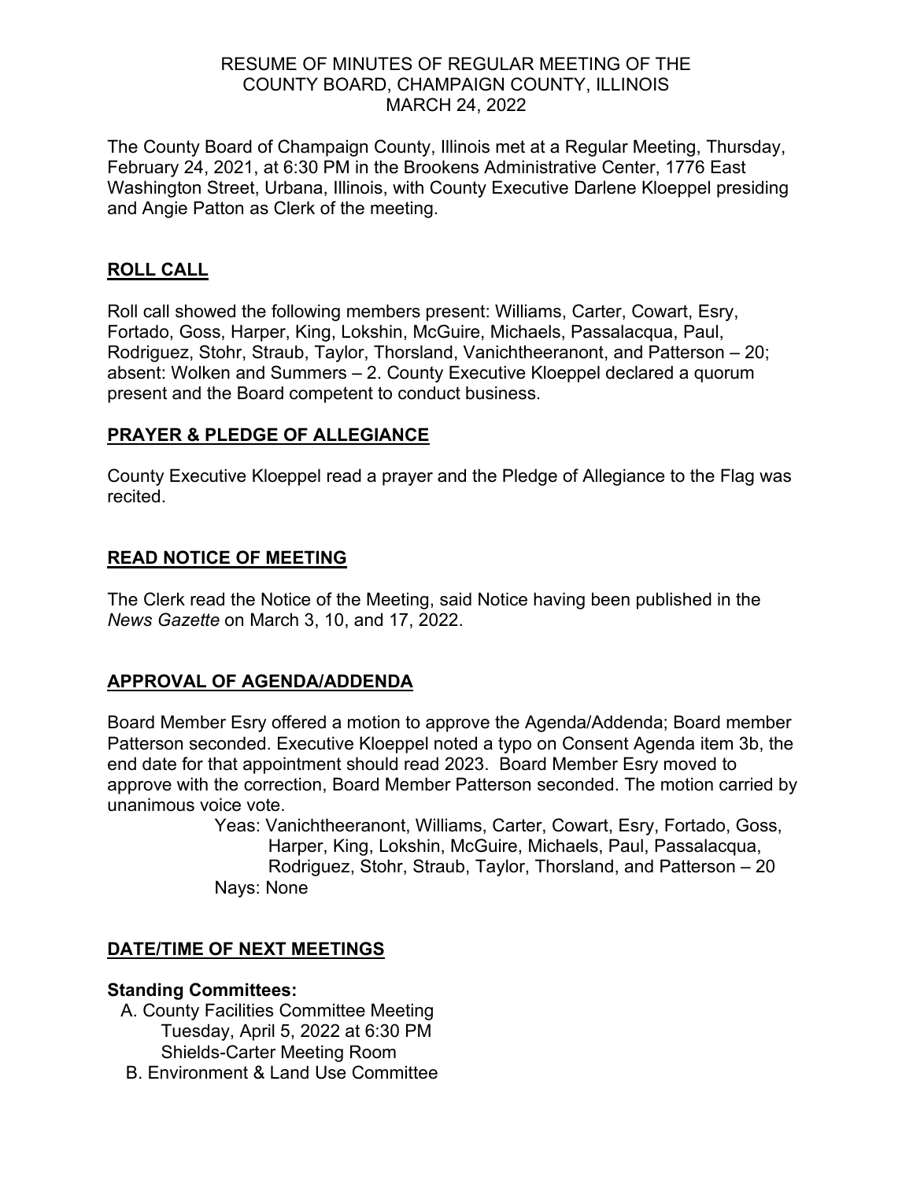RESUME OF MINUTES OF REGULAR MEETING OF THE
COUNTY BOARD, CHAMPAIGN COUNTY, ILLINOIS
MARCH 24, 2022

The County Board of Champaign County, Illinois met at a Regular Meeting, Thursday, February 24, 2021, at 6:30 PM in the Brookens Administrative Center, 1776 East Washington Street, Urbana, Illinois, with County Executive Darlene Kloeppel presiding and Angie Patton as Clerk of the meeting.

## ROLL CALL

Roll call showed the following members present: Williams, Carter, Cowart, Esry, Fortado, Goss, Harper, King, Lokshin, McGuire, Michaels, Passalacqua, Paul, Rodriguez, Stohr, Straub, Taylor, Thorsland, Vanichtheeranont, and Patterson – 20; absent: Wolken and Summers – 2. County Executive Kloeppel declared a quorum present and the Board competent to conduct business.

## PRAYER & PLEDGE OF ALLEGIANCE

County Executive Kloeppel read a prayer and the Pledge of Allegiance to the Flag was recited.

## READ NOTICE OF MEETING

The Clerk read the Notice of the Meeting, said Notice having been published in the *News Gazette* on March 3, 10, and 17, 2022.

## APPROVAL OF AGENDA/ADDENDA

Board Member Esry offered a motion to approve the Agenda/Addenda; Board member Patterson seconded. Executive Kloeppel noted a typo on Consent Agenda item 3b, the end date for that appointment should read 2023. Board Member Esry moved to approve with the correction, Board Member Patterson seconded. The motion carried by unanimous voice vote.

Yeas: Vanichtheeranont, Williams, Carter, Cowart, Esry, Fortado, Goss, Harper, King, Lokshin, McGuire, Michaels, Paul, Passalacqua, Rodriguez, Stohr, Straub, Taylor, Thorsland, and Patterson – 20
Nays: None

## DATE/TIME OF NEXT MEETINGS

**Standing Committees:**

A. County Facilities Committee Meeting
Tuesday, April 5, 2022 at 6:30 PM
Shields-Carter Meeting Room

B. Environment & Land Use Committee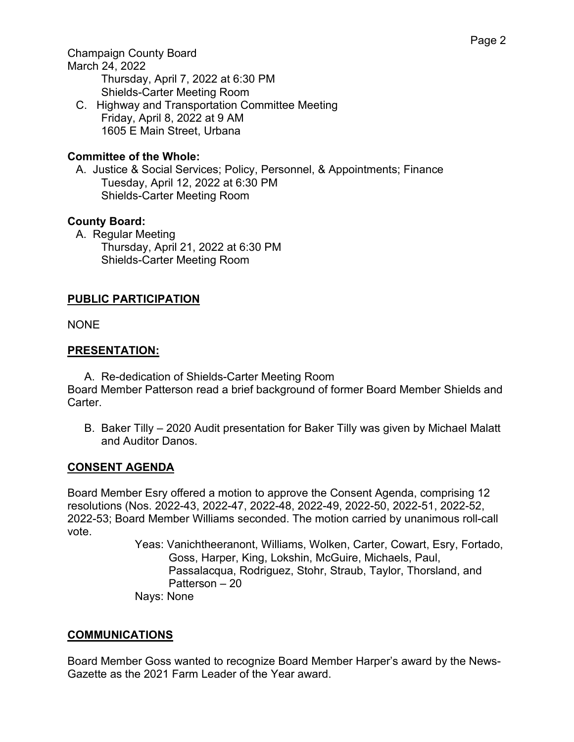Thursday, April 7, 2022 at 6:30 PM
Shields-Carter Meeting Room

C. Highway and Transportation Committee Meeting
Friday, April 8, 2022 at 9 AM
1605 E Main Street, Urbana

**Committee of the Whole:**

A. Justice & Social Services; Policy, Personnel, & Appointments; Finance
Tuesday, April 12, 2022 at 6:30 PM
Shields-Carter Meeting Room

**County Board:**

A. Regular Meeting
Thursday, April 21, 2022 at 6:30 PM
Shields-Carter Meeting Room

## PUBLIC PARTICIPATION

NONE

## PRESENTATION:

A. Re-dedication of Shields-Carter Meeting Room

Board Member Patterson read a brief background of former Board Member Shields and Carter.

B. Baker Tilly – 2020 Audit presentation for Baker Tilly was given by Michael Malatt and Auditor Danos.

## CONSENT AGENDA

Board Member Esry offered a motion to approve the Consent Agenda, comprising 12 resolutions (Nos. 2022-43, 2022-47, 2022-48, 2022-49, 2022-50, 2022-51, 2022-52, 2022-53; Board Member Williams seconded. The motion carried by unanimous roll-call vote.

Yeas: Vanichtheeranont, Williams, Wolken, Carter, Cowart, Esry, Fortado, Goss, Harper, King, Lokshin, McGuire, Michaels, Paul, Passalacqua, Rodriguez, Stohr, Straub, Taylor, Thorsland, and Patterson – 20

Nays: None

## COMMUNICATIONS

Board Member Goss wanted to recognize Board Member Harper's award by the News-Gazette as the 2021 Farm Leader of the Year award.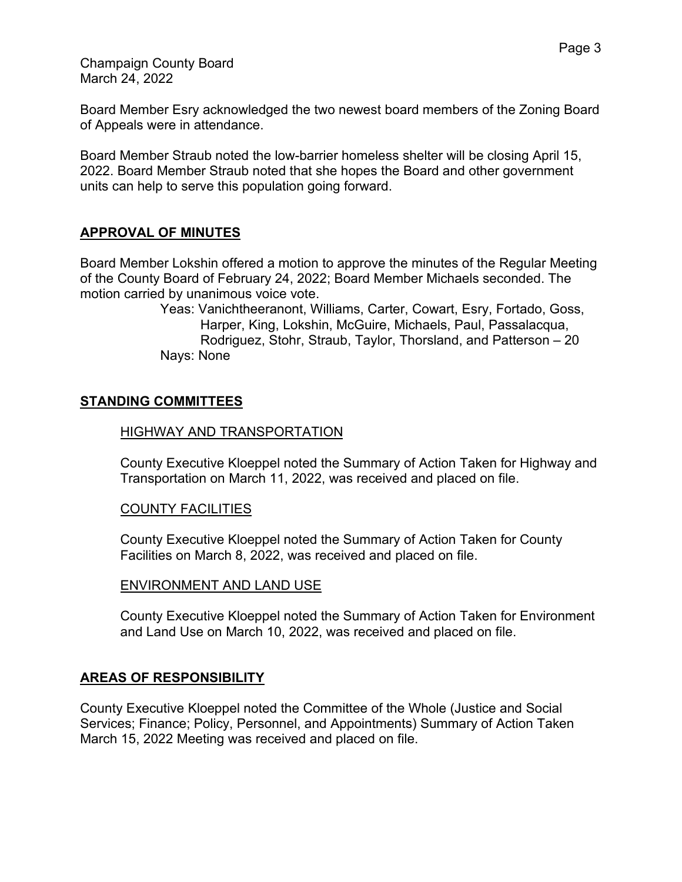Board Member Esry acknowledged the two newest board members of the Zoning Board of Appeals were in attendance.

Board Member Straub noted the low-barrier homeless shelter will be closing April 15, 2022. Board Member Straub noted that she hopes the Board and other government units can help to serve this population going forward.

## APPROVAL OF MINUTES

Board Member Lokshin offered a motion to approve the minutes of the Regular Meeting of the County Board of February 24, 2022; Board Member Michaels seconded. The motion carried by unanimous voice vote.

Yeas: Vanichtheeranont, Williams, Carter, Cowart, Esry, Fortado, Goss, Harper, King, Lokshin, McGuire, Michaels, Paul, Passalacqua, Rodriguez, Stohr, Straub, Taylor, Thorsland, and Patterson – 20
Nays: None

## STANDING COMMITTEES

### HIGHWAY AND TRANSPORTATION

County Executive Kloeppel noted the Summary of Action Taken for Highway and Transportation on March 11, 2022, was received and placed on file.

### COUNTY FACILITIES

County Executive Kloeppel noted the Summary of Action Taken for County Facilities on March 8, 2022, was received and placed on file.

### ENVIRONMENT AND LAND USE

County Executive Kloeppel noted the Summary of Action Taken for Environment and Land Use on March 10, 2022, was received and placed on file.

## AREAS OF RESPONSIBILITY

County Executive Kloeppel noted the Committee of the Whole (Justice and Social Services; Finance; Policy, Personnel, and Appointments) Summary of Action Taken March 15, 2022 Meeting was received and placed on file.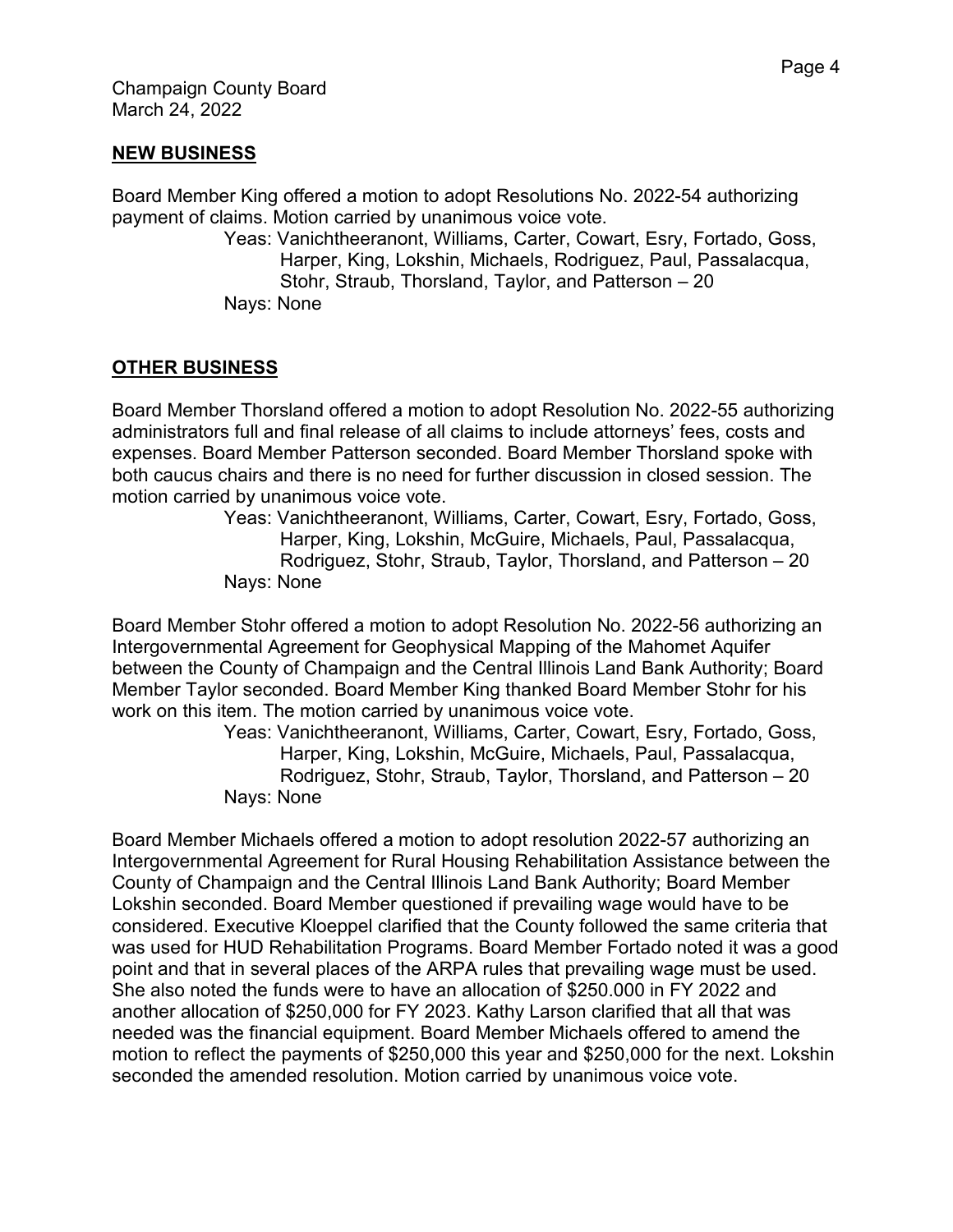## NEW BUSINESS

Board Member King offered a motion to adopt Resolutions No. 2022-54 authorizing payment of claims. Motion carried by unanimous voice vote.

Yeas: Vanichtheeranont, Williams, Carter, Cowart, Esry, Fortado, Goss, Harper, King, Lokshin, Michaels, Rodriguez, Paul, Passalacqua, Stohr, Straub, Thorsland, Taylor, and Patterson – 20

Nays: None

## OTHER BUSINESS

Board Member Thorsland offered a motion to adopt Resolution No. 2022-55 authorizing administrators full and final release of all claims to include attorneys' fees, costs and expenses. Board Member Patterson seconded. Board Member Thorsland spoke with both caucus chairs and there is no need for further discussion in closed session. The motion carried by unanimous voice vote.

Yeas: Vanichtheeranont, Williams, Carter, Cowart, Esry, Fortado, Goss, Harper, King, Lokshin, McGuire, Michaels, Paul, Passalacqua, Rodriguez, Stohr, Straub, Taylor, Thorsland, and Patterson – 20

Nays: None

Board Member Stohr offered a motion to adopt Resolution No. 2022-56 authorizing an Intergovernmental Agreement for Geophysical Mapping of the Mahomet Aquifer between the County of Champaign and the Central Illinois Land Bank Authority; Board Member Taylor seconded. Board Member King thanked Board Member Stohr for his work on this item. The motion carried by unanimous voice vote.

Yeas: Vanichtheeranont, Williams, Carter, Cowart, Esry, Fortado, Goss, Harper, King, Lokshin, McGuire, Michaels, Paul, Passalacqua, Rodriguez, Stohr, Straub, Taylor, Thorsland, and Patterson – 20

Nays: None

Board Member Michaels offered a motion to adopt resolution 2022-57 authorizing an Intergovernmental Agreement for Rural Housing Rehabilitation Assistance between the County of Champaign and the Central Illinois Land Bank Authority; Board Member Lokshin seconded. Board Member questioned if prevailing wage would have to be considered. Executive Kloeppel clarified that the County followed the same criteria that was used for HUD Rehabilitation Programs. Board Member Fortado noted it was a good point and that in several places of the ARPA rules that prevailing wage must be used. She also noted the funds were to have an allocation of $250.000 in FY 2022 and another allocation of $250,000 for FY 2023. Kathy Larson clarified that all that was needed was the financial equipment. Board Member Michaels offered to amend the motion to reflect the payments of $250,000 this year and $250,000 for the next. Lokshin seconded the amended resolution. Motion carried by unanimous voice vote.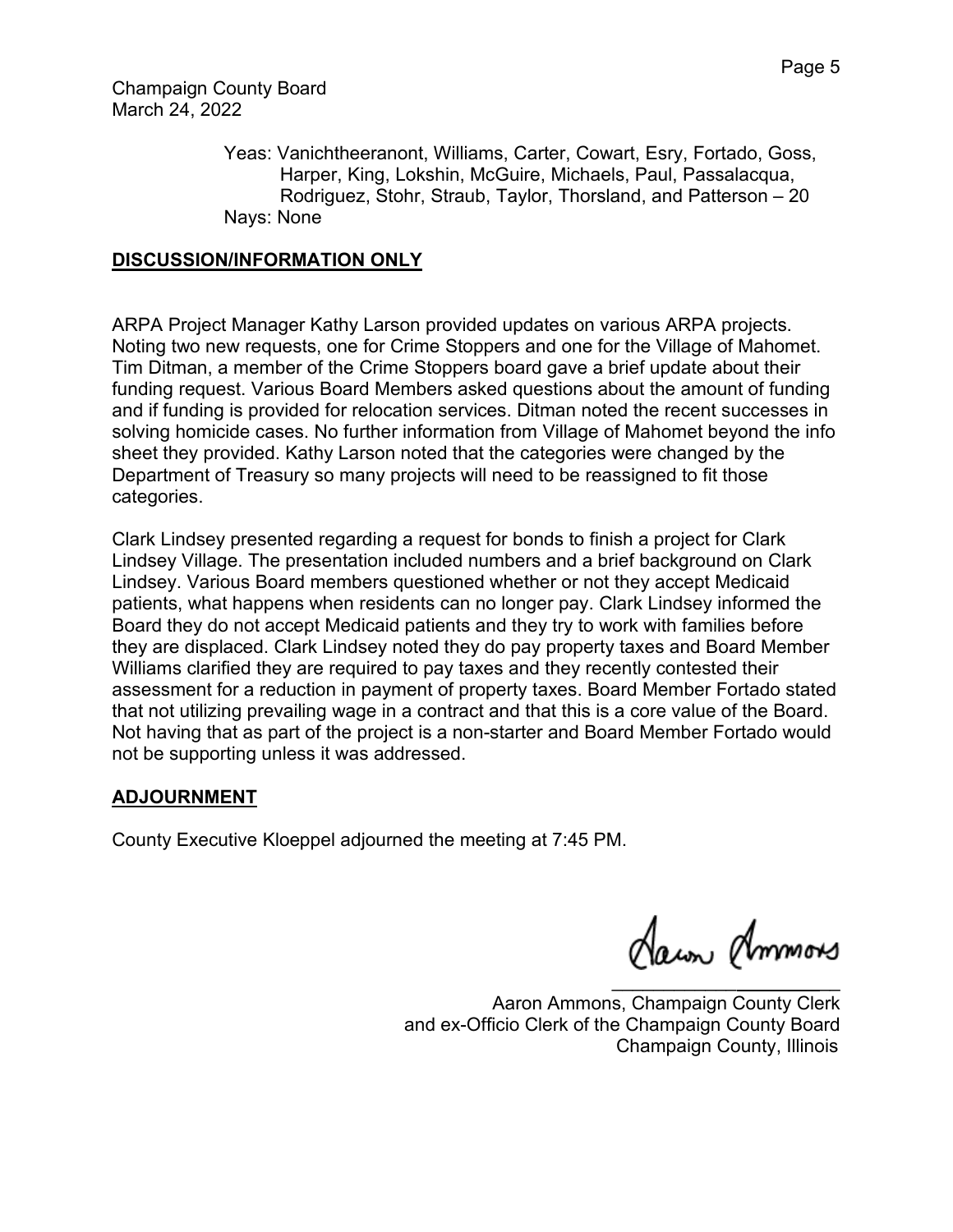Yeas: Vanichtheeranont, Williams, Carter, Cowart, Esry, Fortado, Goss, Harper, King, Lokshin, McGuire, Michaels, Paul, Passalacqua, Rodriguez, Stohr, Straub, Taylor, Thorsland, and Patterson – 20
Nays: None

**DISCUSSION/INFORMATION ONLY**

ARPA Project Manager Kathy Larson provided updates on various ARPA projects. Noting two new requests, one for Crime Stoppers and one for the Village of Mahomet. Tim Ditman, a member of the Crime Stoppers board gave a brief update about their funding request. Various Board Members asked questions about the amount of funding and if funding is provided for relocation services. Ditman noted the recent successes in solving homicide cases. No further information from Village of Mahomet beyond the info sheet they provided. Kathy Larson noted that the categories were changed by the Department of Treasury so many projects will need to be reassigned to fit those categories.

Clark Lindsey presented regarding a request for bonds to finish a project for Clark Lindsey Village. The presentation included numbers and a brief background on Clark Lindsey. Various Board members questioned whether or not they accept Medicaid patients, what happens when residents can no longer pay. Clark Lindsey informed the Board they do not accept Medicaid patients and they try to work with families before they are displaced. Clark Lindsey noted they do pay property taxes and Board Member Williams clarified they are required to pay taxes and they recently contested their assessment for a reduction in payment of property taxes. Board Member Fortado stated that not utilizing prevailing wage in a contract and that this is a core value of the Board. Not having that as part of the project is a non-starter and Board Member Fortado would not be supporting unless it was addressed.

**ADJOURNMENT**

County Executive Kloeppel adjourned the meeting at 7:45 PM.

Aaron Ammons, Champaign County Clerk
and ex-Officio Clerk of the Champaign County Board
Champaign County, Illinois